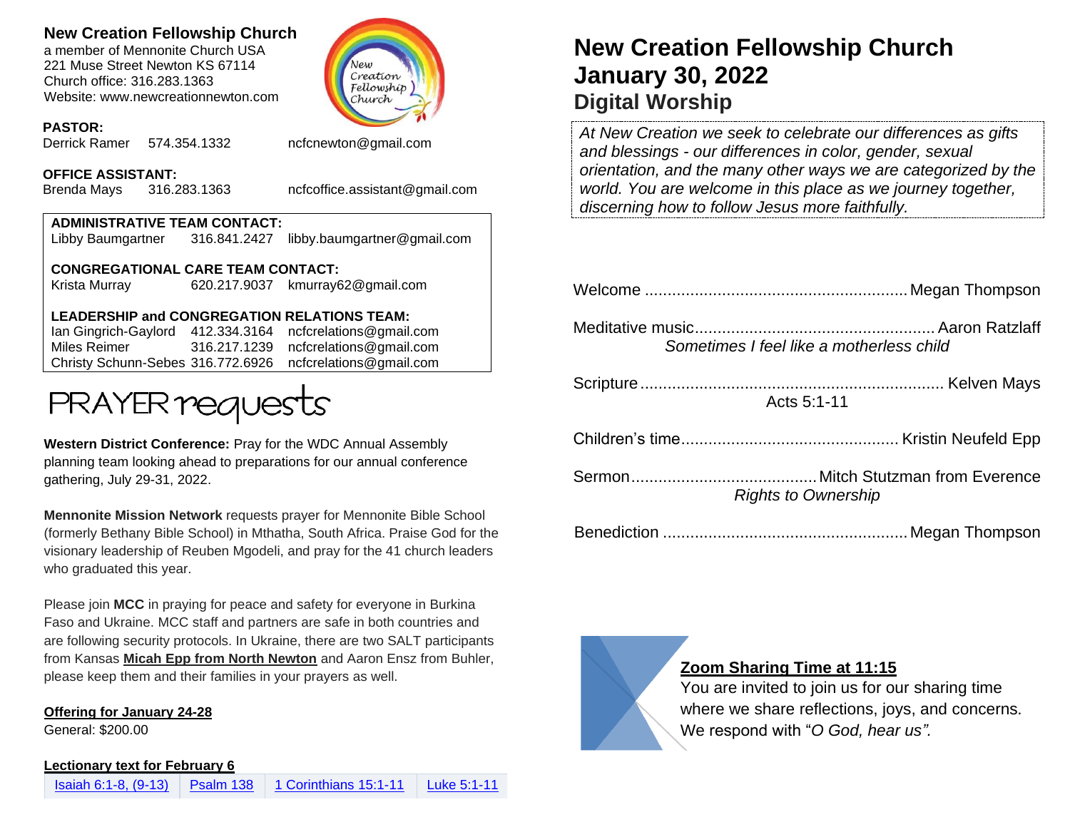**New Creation Fellowship Church**
a member of Mennonite Church USA
221 Muse Street Newton KS 67114
Church office: 316.283.1363
Website: www.newcreationnewton.com

**PASTOR:**
Derrick Ramer 574.354.1332 ncfcnewton@gmail.com

**OFFICE ASSISTANT:**
Brenda Mays 316.283.1363 ncfcoffice.assistant@gmail.com

**ADMINISTRATIVE TEAM CONTACT:**
Libby Baumgartner 316.841.2427 libby.baumgartner@gmail.com

**CONGREGATIONAL CARE TEAM CONTACT:**
Krista Murray 620.217.9037 kmurray62@gmail.com

**LEADERSHIP and CONGREGATION RELATIONS TEAM:**
Ian Gingrich-Gaylord 412.334.3164 ncfcrelations@gmail.com
Miles Reimer 316.217.1239 ncfcrelations@gmail.com
Christy Schunn-Sebes 316.772.6926 ncfcrelations@gmail.com

# PRAYER requests

**Western District Conference:** Pray for the WDC Annual Assembly planning team looking ahead to preparations for our annual conference gathering, July 29-31, 2022.

**Mennonite Mission Network** requests prayer for Mennonite Bible School (formerly Bethany Bible School) in Mthatha, South Africa. Praise God for the visionary leadership of Reuben Mgodeli, and pray for the 41 church leaders who graduated this year.

Please join **MCC** in praying for peace and safety for everyone in Burkina Faso and Ukraine. MCC staff and partners are safe in both countries and are following security protocols. In Ukraine, there are two SALT participants from Kansas **Micah Epp from North Newton** and Aaron Ensz from Buhler, please keep them and their families in your prayers as well.

**Offering for January 24-28**
General: $200.00

**Lectionary text for February 6**

| Isaiah 6:1-8, (9-13) | Psalm 138 | 1 Corinthians 15:1-11 | Luke 5:1-11 |
|---|---|---|---|

# New Creation Fellowship Church
# January 30, 2022
## Digital Worship

*At New Creation we seek to celebrate our differences as gifts and blessings - our differences in color, gender, sexual orientation, and the many other ways we are categorized by the world. You are welcome in this place as we journey together, discerning how to follow Jesus more faithfully.*

Welcome ........................................................ Megan Thompson

Meditative music.................................................... Aaron Ratzlaff
*Sometimes I feel like a motherless child*

Scripture................................................................. Kelven Mays
Acts 5:1-11

Children's time............................................... Kristin Neufeld Epp

Sermon........................................ Mitch Stutzman from Everence
*Rights to Ownership*

Benediction .................................................... Megan Thompson

**Zoom Sharing Time at 11:15**
You are invited to join us for our sharing time where we share reflections, joys, and concerns. We respond with "*O God, hear us".*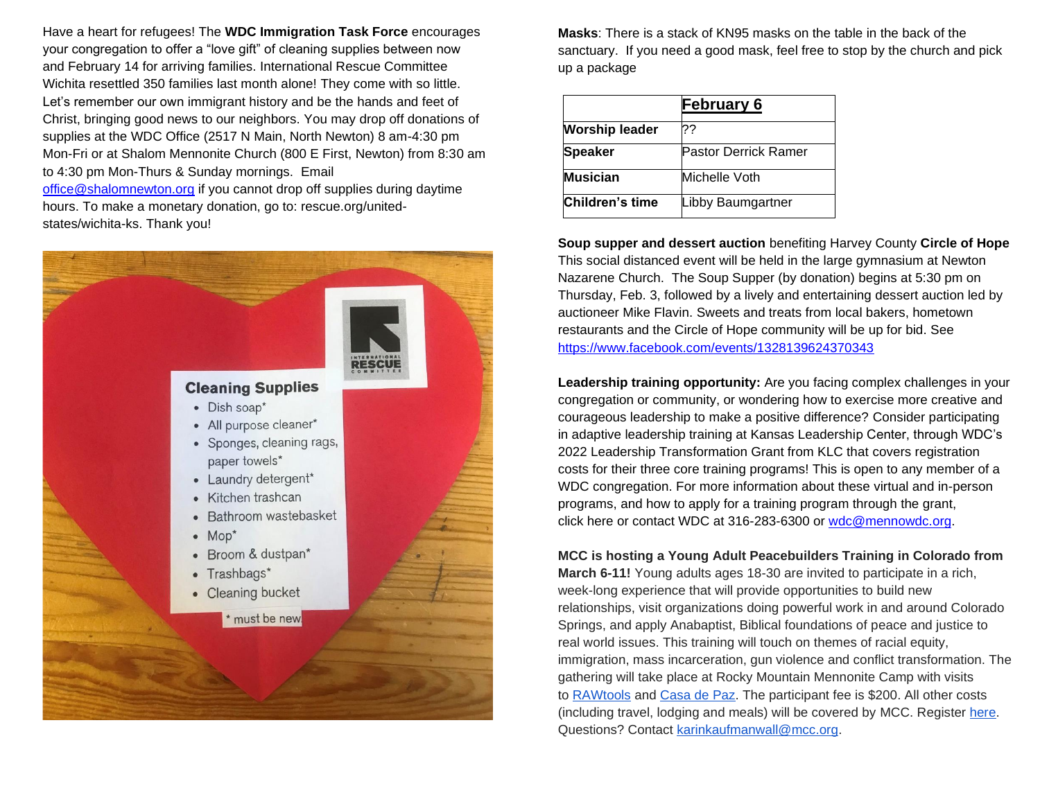Have a heart for refugees! The **WDC Immigration Task Force** encourages your congregation to offer a "love gift" of cleaning supplies between now and February 14 for arriving families. International Rescue Committee Wichita resettled 350 families last month alone! They come with so little. Let's remember our own immigrant history and be the hands and feet of Christ, bringing good news to our neighbors. You may drop off donations of supplies at the WDC Office (2517 N Main, North Newton) 8 am-4:30 pm Mon-Fri or at Shalom Mennonite Church (800 E First, Newton) from 8:30 am to 4:30 pm Mon-Thurs & Sunday mornings. Email office@shalomnewton.org if you cannot drop off supplies during daytime hours. To make a monetary donation, go to: rescue.org/united-states/wichita-ks. Thank you!

INTERNATIONAL RESCUE COMMITTEE

**Cleaning Supplies**

- Dish soap*
- All purpose cleaner*
- Sponges, cleaning rags, paper towels*
- Laundry detergent*
- Kitchen trashcan
- Bathroom wastebasket
- Mop*
- Broom & dustpan*
- Trashbags*
- Cleaning bucket

\* must be new

**Masks**: There is a stack of KN95 masks on the table in the back of the sanctuary. If you need a good mask, feel free to stop by the church and pick up a package

| | **February 6** |
|---|---|
| **Worship leader** | ?? |
| **Speaker** | Pastor Derrick Ramer |
| **Musician** | Michelle Voth |
| **Children's time** | Libby Baumgartner |

**Soup supper and dessert auction** benefiting Harvey County **Circle of Hope** This social distanced event will be held in the large gymnasium at Newton Nazarene Church. The Soup Supper (by donation) begins at 5:30 pm on Thursday, Feb. 3, followed by a lively and entertaining dessert auction led by auctioneer Mike Flavin. Sweets and treats from local bakers, hometown restaurants and the Circle of Hope community will be up for bid. See https://www.facebook.com/events/1328139624370343

**Leadership training opportunity:** Are you facing complex challenges in your congregation or community, or wondering how to exercise more creative and courageous leadership to make a positive difference? Consider participating in adaptive leadership training at Kansas Leadership Center, through WDC's 2022 Leadership Transformation Grant from KLC that covers registration costs for their three core training programs! This is open to any member of a WDC congregation. For more information about these virtual and in-person programs, and how to apply for a training program through the grant, click here or contact WDC at 316-283-6300 or wdc@mennowdc.org.

**MCC is hosting a Young Adult Peacebuilders Training in Colorado from March 6-11!** Young adults ages 18-30 are invited to participate in a rich, week-long experience that will provide opportunities to build new relationships, visit organizations doing powerful work in and around Colorado Springs, and apply Anabaptist, Biblical foundations of peace and justice to real world issues. This training will touch on themes of racial equity, immigration, mass incarceration, gun violence and conflict transformation. The gathering will take place at Rocky Mountain Mennonite Camp with visits to RAWtools and Casa de Paz. The participant fee is $200. All other costs (including travel, lodging and meals) will be covered by MCC. Register here. Questions? Contact karinkaufmanwall@mcc.org.